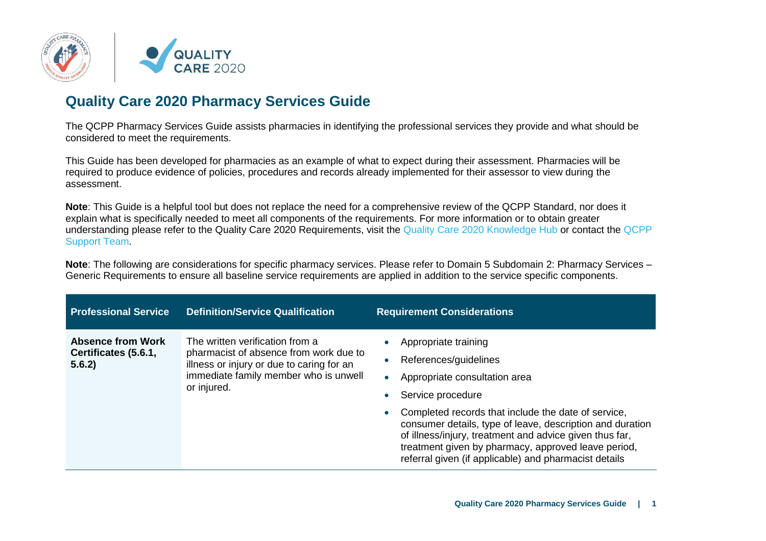# Quality Care 2020 Pharmacy Services Guide

The QCPP Pharmacy Services Guide assists pharmacies in identifying the professional services they provide and what should be considered to meet the requirements.

This Guide has been developed for pharmacies as an example of what to expect during their assessment. Pharmacies will be required to produce evidence of policies, procedures and records already implemented for their assessor to view during the assessment.

**Note**: This Guide is a helpful tool but does not replace the need for a comprehensive review of the QCPP Standard, nor does it explain what is specifically needed to meet all components of the requirements. For more information or to obtain greater understanding please refer to the Quality Care 2020 Requirements, visit the Quality Care 2020 Knowledge Hub or contact the QCPP Support Team.

**Note**: The following are considerations for specific pharmacy services. Please refer to Domain 5 Subdomain 2: Pharmacy Services – Generic Requirements to ensure all baseline service requirements are applied in addition to the service specific components.

| Professional Service | Definition/Service Qualification | Requirement Considerations |
|---|---|---|
| **Absence from Work Certificates (5.6.1, 5.6.2)** | The written verification from a pharmacist of absence from work due to illness or injury or due to caring for an immediate family member who is unwell or injured. | • Appropriate training<br>• References/guidelines<br>• Appropriate consultation area<br>• Service procedure<br>• Completed records that include the date of service, consumer details, type of leave, description and duration of illness/injury, treatment and advice given thus far, treatment given by pharmacy, approved leave period, referral given (if applicable) and pharmacist details |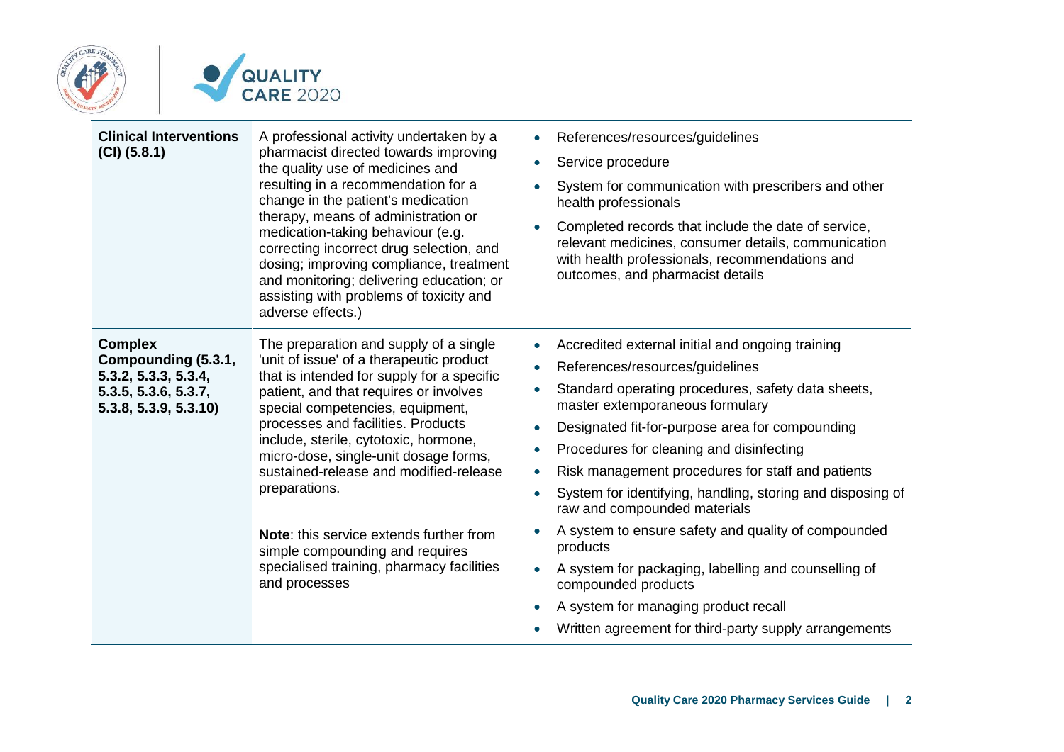| | | |
|---|---|---|
| **Clinical Interventions (CI) (5.8.1)** | A professional activity undertaken by a pharmacist directed towards improving the quality use of medicines and resulting in a recommendation for a change in the patient's medication therapy, means of administration or medication-taking behaviour (e.g. correcting incorrect drug selection, and dosing; improving compliance, treatment and monitoring; delivering education; or assisting with problems of toxicity and adverse effects.) | • References/resources/guidelines<br>• Service procedure<br>• System for communication with prescribers and other health professionals<br>• Completed records that include the date of service, relevant medicines, consumer details, communication with health professionals, recommendations and outcomes, and pharmacist details |
| **Complex Compounding (5.3.1, 5.3.2, 5.3.3, 5.3.4, 5.3.5, 5.3.6, 5.3.7, 5.3.8, 5.3.9, 5.3.10)** | The preparation and supply of a single 'unit of issue' of a therapeutic product that is intended for supply for a specific patient, and that requires or involves special competencies, equipment, processes and facilities. Products include, sterile, cytotoxic, hormone, micro-dose, single-unit dosage forms, sustained-release and modified-release preparations.<br><br>**Note**: this service extends further from simple compounding and requires specialised training, pharmacy facilities and processes | • Accredited external initial and ongoing training<br>• References/resources/guidelines<br>• Standard operating procedures, safety data sheets, master extemporaneous formulary<br>• Designated fit-for-purpose area for compounding<br>• Procedures for cleaning and disinfecting<br>• Risk management procedures for staff and patients<br>• System for identifying, handling, storing and disposing of raw and compounded materials<br>• A system to ensure safety and quality of compounded products<br>• A system for packaging, labelling and counselling of compounded products<br>• A system for managing product recall<br>• Written agreement for third-party supply arrangements |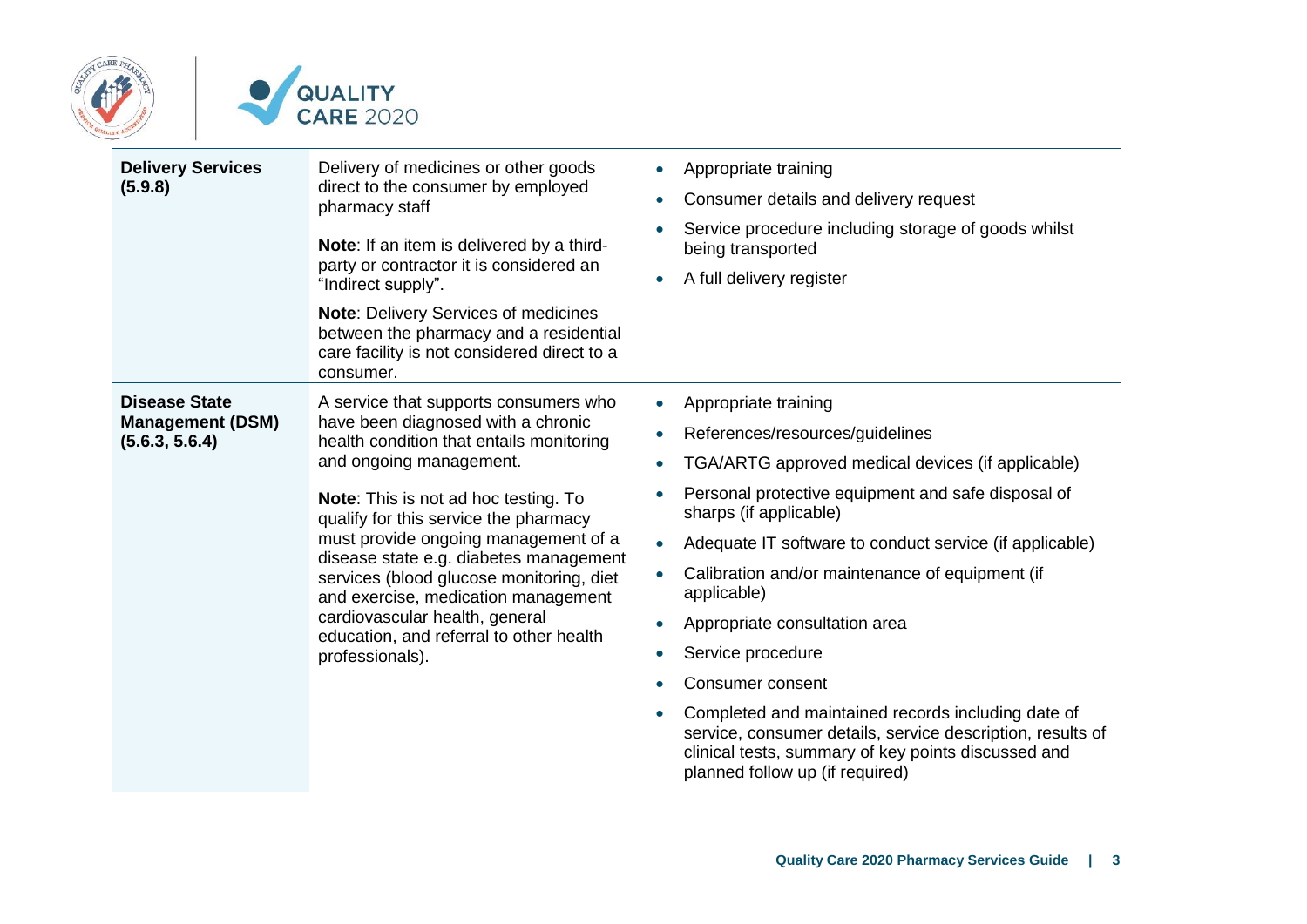| | | |
|---|---|---|
| **Delivery Services (5.9.8)** | Delivery of medicines or other goods direct to the consumer by employed pharmacy staff<br><br>**Note**: If an item is delivered by a third-party or contractor it is considered an "Indirect supply".<br><br>**Note**: Delivery Services of medicines between the pharmacy and a residential care facility is not considered direct to a consumer. | • Appropriate training<br>• Consumer details and delivery request<br>• Service procedure including storage of goods whilst being transported<br>• A full delivery register |
| **Disease State Management (DSM) (5.6.3, 5.6.4)** | A service that supports consumers who have been diagnosed with a chronic health condition that entails monitoring and ongoing management.<br><br>**Note**: This is not ad hoc testing. To qualify for this service the pharmacy must provide ongoing management of a disease state e.g. diabetes management services (blood glucose monitoring, diet and exercise, medication management cardiovascular health, general education, and referral to other health professionals). | • Appropriate training<br>• References/resources/guidelines<br>• TGA/ARTG approved medical devices (if applicable)<br>• Personal protective equipment and safe disposal of sharps (if applicable)<br>• Adequate IT software to conduct service (if applicable)<br>• Calibration and/or maintenance of equipment (if applicable)<br>• Appropriate consultation area<br>• Service procedure<br>• Consumer consent<br>• Completed and maintained records including date of service, consumer details, service description, results of clinical tests, summary of key points discussed and planned follow up (if required) |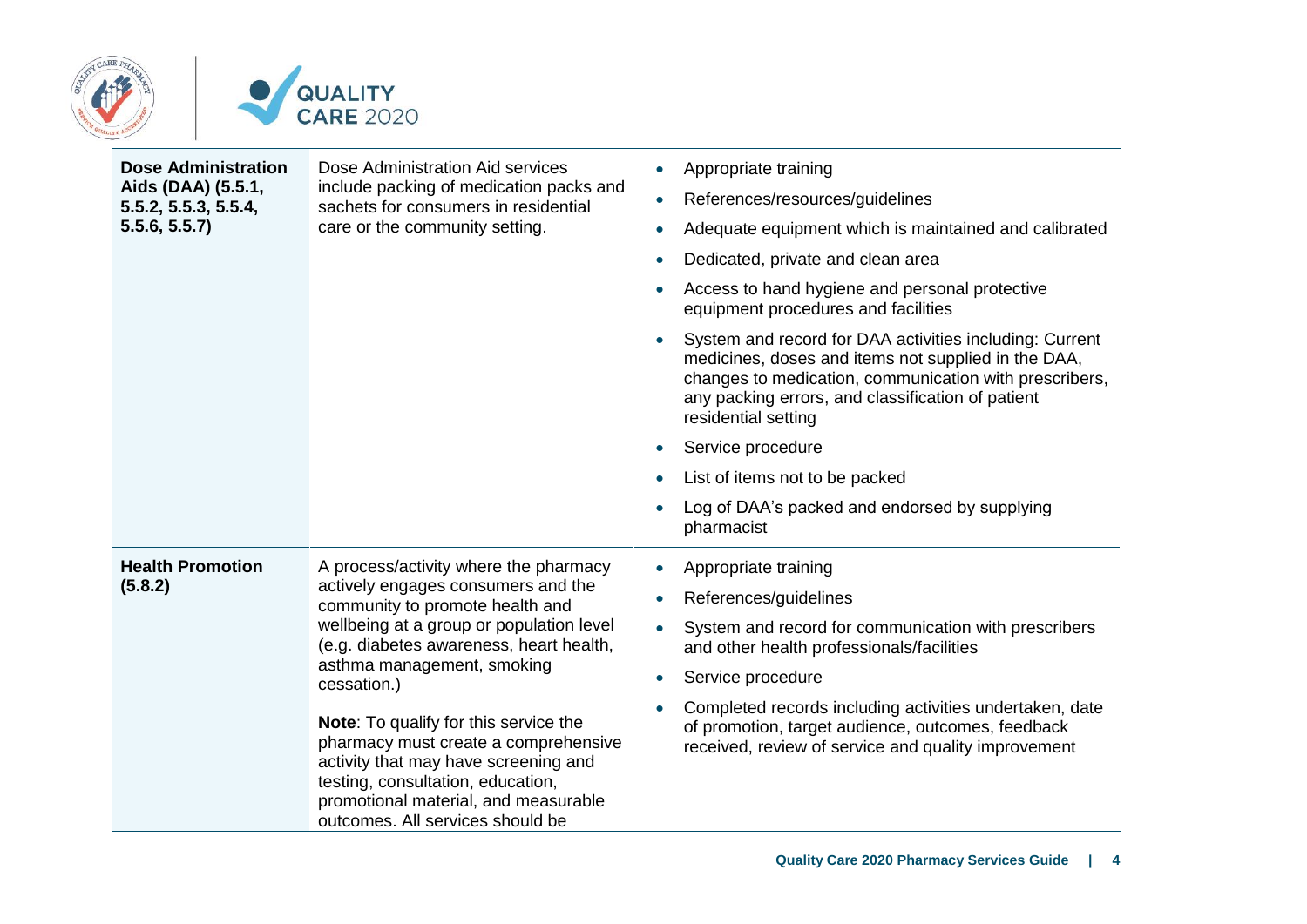| | | |
|---|---|---|
| **Dose Administration Aids (DAA) (5.5.1, 5.5.2, 5.5.3, 5.5.4, 5.5.6, 5.5.7)** | Dose Administration Aid services include packing of medication packs and sachets for consumers in residential care or the community setting. | • Appropriate training<br>• References/resources/guidelines<br>• Adequate equipment which is maintained and calibrated<br>• Dedicated, private and clean area<br>• Access to hand hygiene and personal protective equipment procedures and facilities<br>• System and record for DAA activities including: Current medicines, doses and items not supplied in the DAA, changes to medication, communication with prescribers, any packing errors, and classification of patient residential setting<br>• Service procedure<br>• List of items not to be packed<br>• Log of DAA's packed and endorsed by supplying pharmacist |
| **Health Promotion (5.8.2)** | A process/activity where the pharmacy actively engages consumers and the community to promote health and wellbeing at a group or population level (e.g. diabetes awareness, heart health, asthma management, smoking cessation.)<br><br>**Note**: To qualify for this service the pharmacy must create a comprehensive activity that may have screening and testing, consultation, education, promotional material, and measurable outcomes. All services should be | • Appropriate training<br>• References/guidelines<br>• System and record for communication with prescribers and other health professionals/facilities<br>• Service procedure<br>• Completed records including activities undertaken, date of promotion, target audience, outcomes, feedback received, review of service and quality improvement |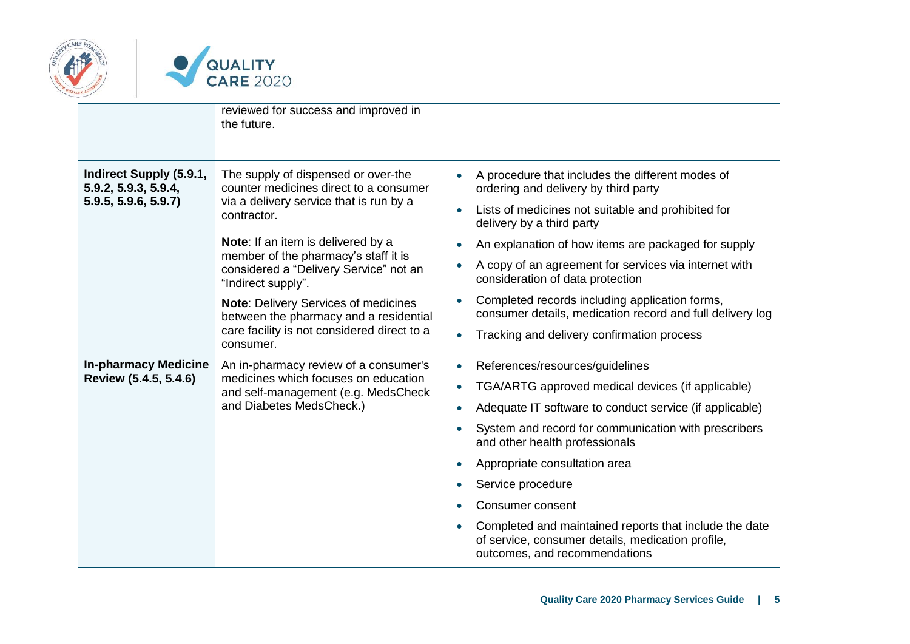| | | |
|---|---|---|
| | reviewed for success and improved in the future. | |
| **Indirect Supply (5.9.1, 5.9.2, 5.9.3, 5.9.4, 5.9.5, 5.9.6, 5.9.7)** | The supply of dispensed or over-the counter medicines direct to a consumer via a delivery service that is run by a contractor.<br><br>**Note**: If an item is delivered by a member of the pharmacy's staff it is considered a "Delivery Service" not an "Indirect supply".<br><br>**Note**: Delivery Services of medicines between the pharmacy and a residential care facility is not considered direct to a consumer. | • A procedure that includes the different modes of ordering and delivery by third party<br>• Lists of medicines not suitable and prohibited for delivery by a third party<br>• An explanation of how items are packaged for supply<br>• A copy of an agreement for services via internet with consideration of data protection<br>• Completed records including application forms, consumer details, medication record and full delivery log<br>• Tracking and delivery confirmation process |
| **In-pharmacy Medicine Review (5.4.5, 5.4.6)** | An in-pharmacy review of a consumer's medicines which focuses on education and self-management (e.g. MedsCheck and Diabetes MedsCheck.) | • References/resources/guidelines<br>• TGA/ARTG approved medical devices (if applicable)<br>• Adequate IT software to conduct service (if applicable)<br>• System and record for communication with prescribers and other health professionals<br>• Appropriate consultation area<br>• Service procedure<br>• Consumer consent<br>• Completed and maintained reports that include the date of service, consumer details, medication profile, outcomes, and recommendations |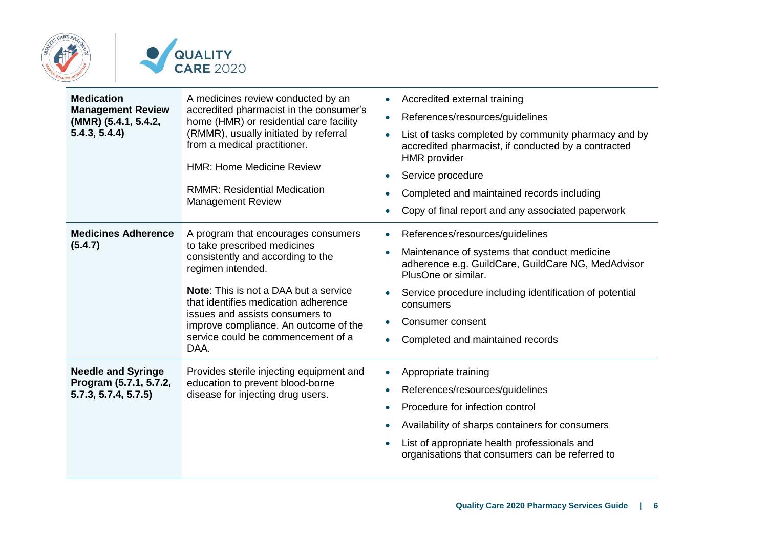| | | |
|---|---|---|
| **Medication Management Review (MMR) (5.4.1, 5.4.2, 5.4.3, 5.4.4)** | A medicines review conducted by an accredited pharmacist in the consumer's home (HMR) or residential care facility (RMMR), usually initiated by referral from a medical practitioner.<br><br>HMR: Home Medicine Review<br><br>RMMR: Residential Medication Management Review | • Accredited external training<br>• References/resources/guidelines<br>• List of tasks completed by community pharmacy and by accredited pharmacist, if conducted by a contracted HMR provider<br>• Service procedure<br>• Completed and maintained records including<br>• Copy of final report and any associated paperwork |
| **Medicines Adherence (5.4.7)** | A program that encourages consumers to take prescribed medicines consistently and according to the regimen intended.<br><br>**Note**: This is not a DAA but a service that identifies medication adherence issues and assists consumers to improve compliance. An outcome of the service could be commencement of a DAA. | • References/resources/guidelines<br>• Maintenance of systems that conduct medicine adherence e.g. GuildCare, GuildCare NG, MedAdvisor PlusOne or similar.<br>• Service procedure including identification of potential consumers<br>• Consumer consent<br>• Completed and maintained records |
| **Needle and Syringe Program (5.7.1, 5.7.2, 5.7.3, 5.7.4, 5.7.5)** | Provides sterile injecting equipment and education to prevent blood-borne disease for injecting drug users. | • Appropriate training<br>• References/resources/guidelines<br>• Procedure for infection control<br>• Availability of sharps containers for consumers<br>• List of appropriate health professionals and organisations that consumers can be referred to |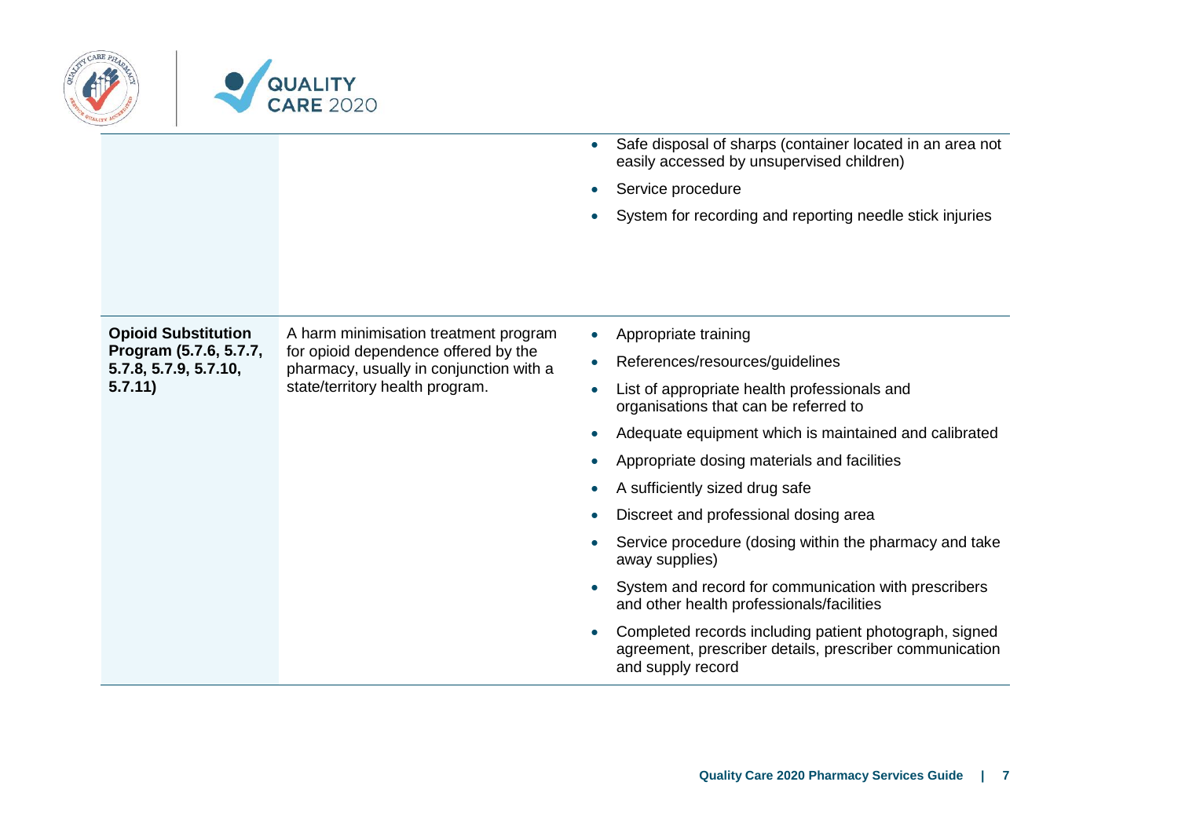| | | |
|---|---|---|
| | | <ul><li>Safe disposal of sharps (container located in an area not easily accessed by unsupervised children)</li><li>Service procedure</li><li>System for recording and reporting needle stick injuries</li></ul> |
| **Opioid Substitution Program (5.7.6, 5.7.7, 5.7.8, 5.7.9, 5.7.10, 5.7.11)** | A harm minimisation treatment program for opioid dependence offered by the pharmacy, usually in conjunction with a state/territory health program. | <ul><li>Appropriate training</li><li>References/resources/guidelines</li><li>List of appropriate health professionals and organisations that can be referred to</li><li>Adequate equipment which is maintained and calibrated</li><li>Appropriate dosing materials and facilities</li><li>A sufficiently sized drug safe</li><li>Discreet and professional dosing area</li><li>Service procedure (dosing within the pharmacy and take away supplies)</li><li>System and record for communication with prescribers and other health professionals/facilities</li><li>Completed records including patient photograph, signed agreement, prescriber details, prescriber communication and supply record</li></ul> |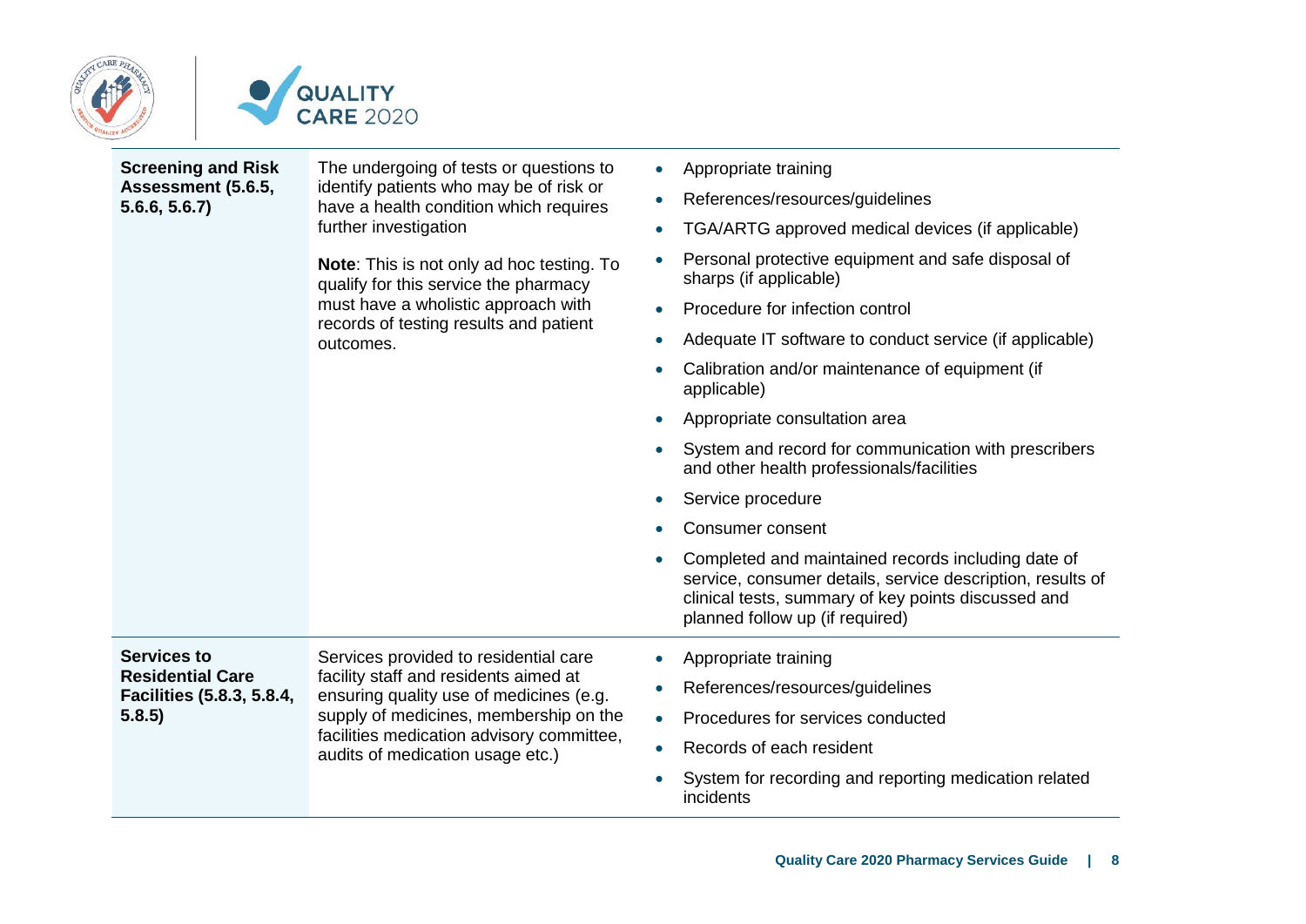| | | |
|---|---|---|
| **Screening and Risk Assessment (5.6.5, 5.6.6, 5.6.7)** | The undergoing of tests or questions to identify patients who may be of risk or have a health condition which requires further investigation<br><br>**Note**: This is not only ad hoc testing. To qualify for this service the pharmacy must have a wholistic approach with records of testing results and patient outcomes. | • Appropriate training<br>• References/resources/guidelines<br>• TGA/ARTG approved medical devices (if applicable)<br>• Personal protective equipment and safe disposal of sharps (if applicable)<br>• Procedure for infection control<br>• Adequate IT software to conduct service (if applicable)<br>• Calibration and/or maintenance of equipment (if applicable)<br>• Appropriate consultation area<br>• System and record for communication with prescribers and other health professionals/facilities<br>• Service procedure<br>• Consumer consent<br>• Completed and maintained records including date of service, consumer details, service description, results of clinical tests, summary of key points discussed and planned follow up (if required) |
| **Services to Residential Care Facilities (5.8.3, 5.8.4, 5.8.5)** | Services provided to residential care facility staff and residents aimed at ensuring quality use of medicines (e.g. supply of medicines, membership on the facilities medication advisory committee, audits of medication usage etc.) | • Appropriate training<br>• References/resources/guidelines<br>• Procedures for services conducted<br>• Records of each resident<br>• System for recording and reporting medication related incidents |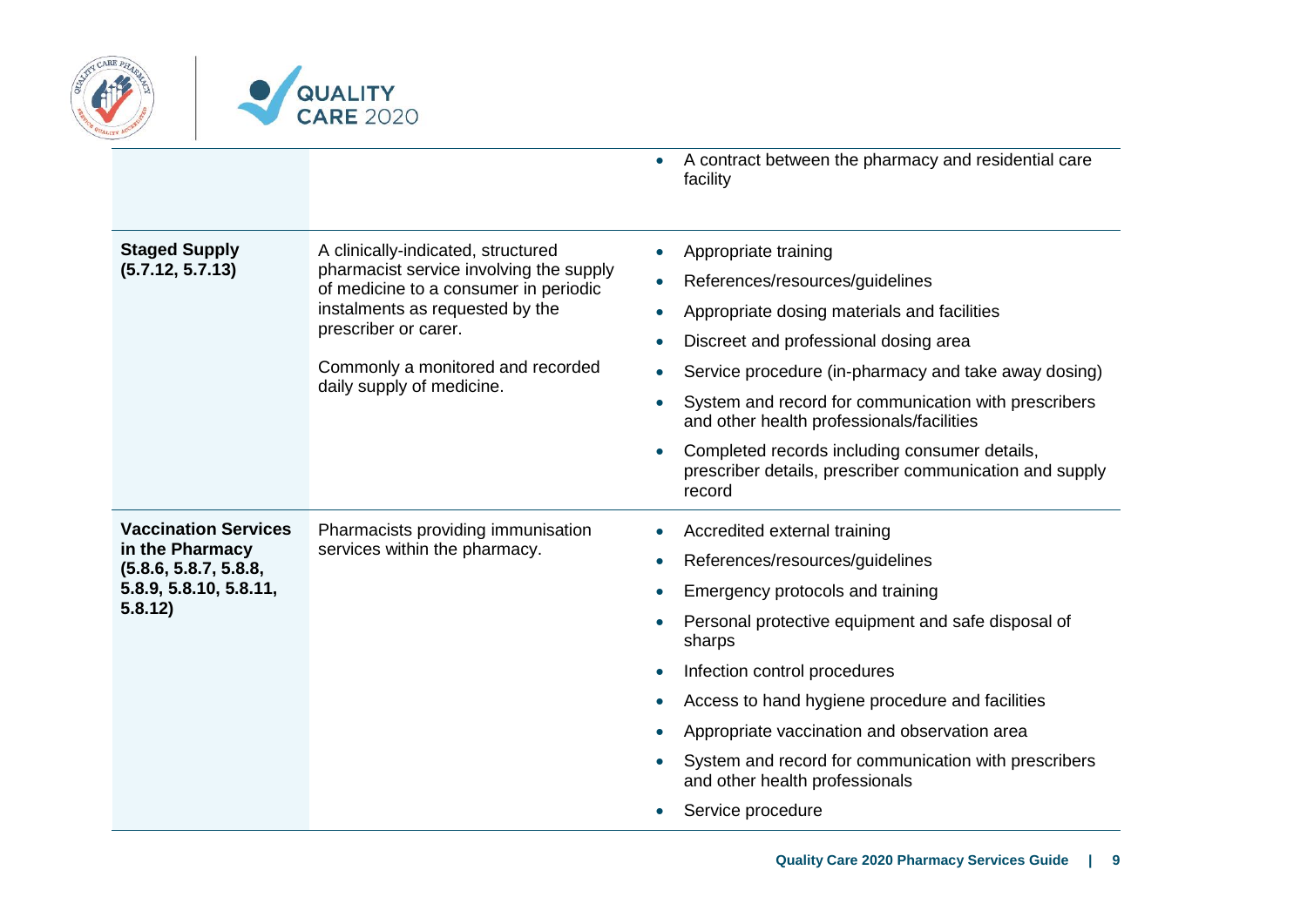| | | |
|---|---|---|
| | | • A contract between the pharmacy and residential care facility |
| **Staged Supply (5.7.12, 5.7.13)** | A clinically-indicated, structured pharmacist service involving the supply of medicine to a consumer in periodic instalments as requested by the prescriber or carer.<br><br>Commonly a monitored and recorded daily supply of medicine. | • Appropriate training<br>• References/resources/guidelines<br>• Appropriate dosing materials and facilities<br>• Discreet and professional dosing area<br>• Service procedure (in-pharmacy and take away dosing)<br>• System and record for communication with prescribers and other health professionals/facilities<br>• Completed records including consumer details, prescriber details, prescriber communication and supply record |
| **Vaccination Services in the Pharmacy (5.8.6, 5.8.7, 5.8.8, 5.8.9, 5.8.10, 5.8.11, 5.8.12)** | Pharmacists providing immunisation services within the pharmacy. | • Accredited external training<br>• References/resources/guidelines<br>• Emergency protocols and training<br>• Personal protective equipment and safe disposal of sharps<br>• Infection control procedures<br>• Access to hand hygiene procedure and facilities<br>• Appropriate vaccination and observation area<br>• System and record for communication with prescribers and other health professionals<br>• Service procedure |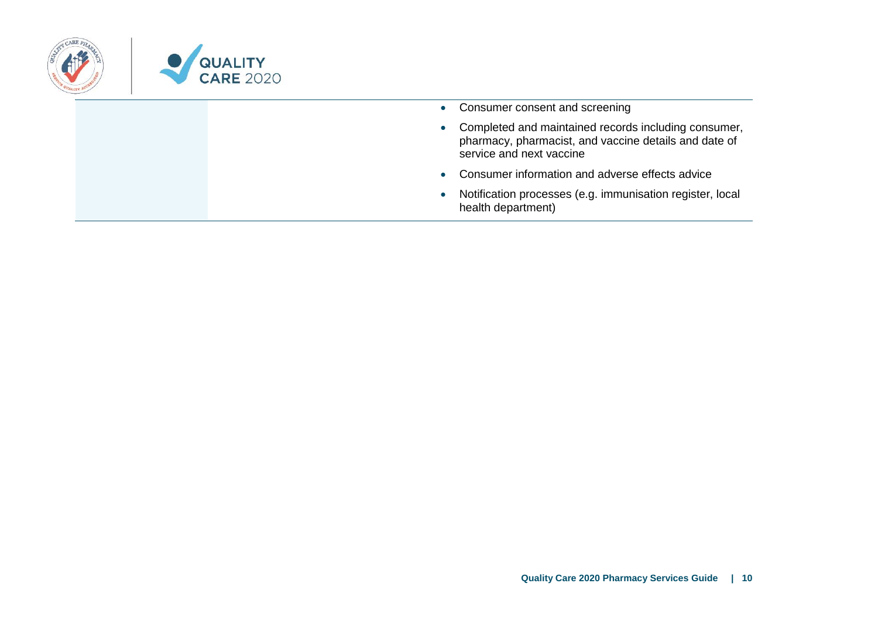| | |
|---|---|
| | • Consumer consent and screening<br>• Completed and maintained records including consumer, pharmacy, pharmacist, and vaccine details and date of service and next vaccine<br>• Consumer information and adverse effects advice<br>• Notification processes (e.g. immunisation register, local health department) |